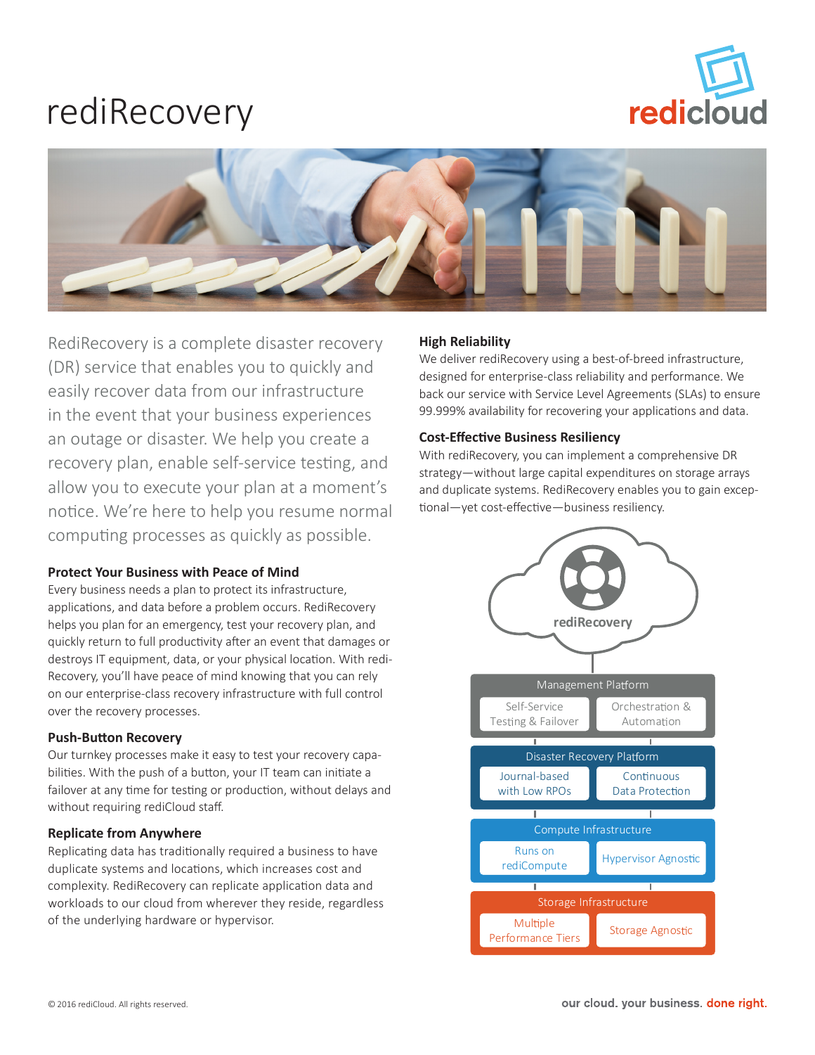# rediRecovery

RediRecovery is a complete disaster recovery (DR) service that enables you to quickly and easily recover data from our infrastructure in the event that your business experiences an outage or disaster. We help you create a recovery plan, enable self-service testing, and allow you to execute your plan at a moment's notice. We're here to help you resume normal computing processes as quickly as possible.

### Protect Your Business with Peace of Mind

Every business needs a plan to protect its infrastructure, applications, and data before a problem occurs. RediRecovery helps you plan for an emergency, test your recovery plan, and quickly return to full productivity after an event that damages or destroys IT equipment, data, or your physical location. With rediRecovery, you'll have peace of mind knowing that you can rely on our enterprise-class recovery infrastructure with full control over the recovery processes.

### Push-Button Recovery

Our turnkey processes make it easy to test your recovery capabilities. With the push of a button, your IT team can initiate a failover at any time for testing or production, without delays and without requiring rediCloud staff.

### Replicate from Anywhere

Replicating data has traditionally required a business to have duplicate systems and locations, which increases cost and complexity. RediRecovery can replicate application data and workloads to our cloud from wherever they reside, regardless of the underlying hardware or hypervisor.

### High Reliability

We deliver rediRecovery using a best-of-breed infrastructure, designed for enterprise-class reliability and performance. We back our service with Service Level Agreements (SLAs) to ensure 99.999% availability for recovering your applications and data.

### Cost-Effective Business Resiliency

With rediRecovery, you can implement a comprehensive DR strategy—without large capital expenditures on storage arrays and duplicate systems. RediRecovery enables you to gain exceptional—yet cost-effective—business resiliency.

rediRecovery

**Management Platform**
- Self-Service Testing & Failover
- Orchestration & Automation

**Disaster Recovery Platform**
- Journal-based with Low RPOs
- Continuous Data Protection

**Compute Infrastructure**
- Runs on rediCompute
- Hypervisor Agnostic

**Storage Infrastructure**
- Multiple Performance Tiers
- Storage Agnostic

© 2016 rediCloud. All rights reserved.

our cloud. your business. done right.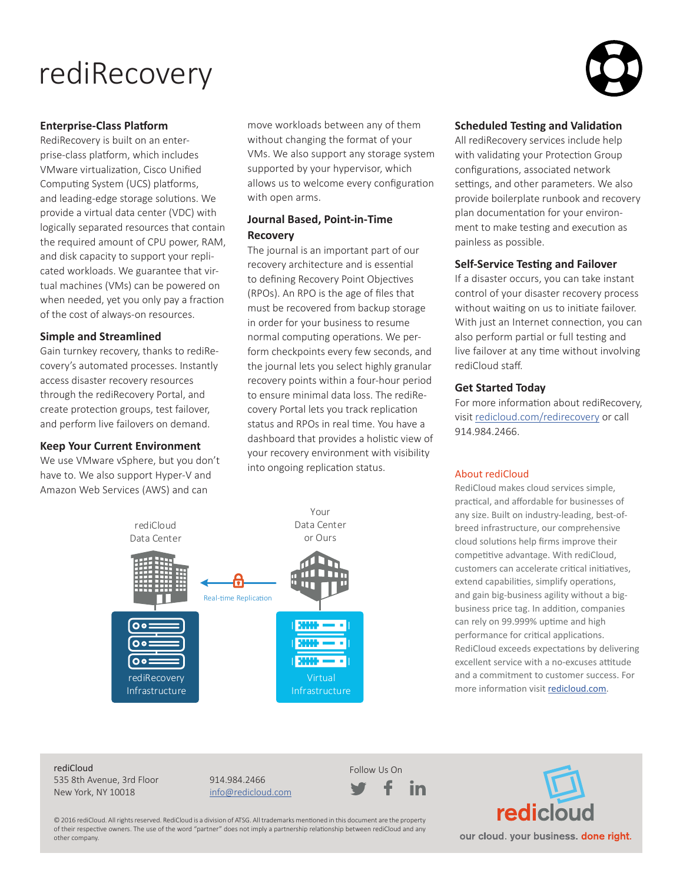# rediRecovery

### Enterprise-Class Platform

RediRecovery is built on an enterprise-class platform, which includes VMware virtualization, Cisco Unified Computing System (UCS) platforms, and leading-edge storage solutions. We provide a virtual data center (VDC) with logically separated resources that contain the required amount of CPU power, RAM, and disk capacity to support your replicated workloads. We guarantee that virtual machines (VMs) can be powered on when needed, yet you only pay a fraction of the cost of always-on resources.

### Simple and Streamlined

Gain turnkey recovery, thanks to rediRecovery's automated processes. Instantly access disaster recovery resources through the rediRecovery Portal, and create protection groups, test failover, and perform live failovers on demand.

### Keep Your Current Environment

We use VMware vSphere, but you don't have to. We also support Hyper-V and Amazon Web Services (AWS) and can move workloads between any of them without changing the format of your VMs. We also support any storage system supported by your hypervisor, which allows us to welcome every configuration with open arms.

### Journal Based, Point-in-Time Recovery

The journal is an important part of our recovery architecture and is essential to defining Recovery Point Objectives (RPOs). An RPO is the age of files that must be recovered from backup storage in order for your business to resume normal computing operations. We perform checkpoints every few seconds, and the journal lets you select highly granular recovery points within a four-hour period to ensure minimal data loss. The rediRecovery Portal lets you track replication status and RPOs in real time. You have a dashboard that provides a holistic view of your recovery environment with visibility into ongoing replication status.

rediCloud Data Center

Your Data Center or Ours

Real-time Replication

rediRecovery Infrastructure

Virtual Infrastructure

### Scheduled Testing and Validation

All rediRecovery services include help with validating your Protection Group configurations, associated network settings, and other parameters. We also provide boilerplate runbook and recovery plan documentation for your environment to make testing and execution as painless as possible.

### Self-Service Testing and Failover

If a disaster occurs, you can take instant control of your disaster recovery process without waiting on us to initiate failover. With just an Internet connection, you can also perform partial or full testing and live failover at any time without involving rediCloud staff.

### Get Started Today

For more information about rediRecovery, visit [redicloud.com/redirecovery](redicloud.com/redirecovery) or call 914.984.2466.

### About rediCloud

RediCloud makes cloud services simple, practical, and affordable for businesses of any size. Built on industry-leading, best-of-breed infrastructure, our comprehensive cloud solutions help firms improve their competitive advantage. With rediCloud, customers can accelerate critical initiatives, extend capabilities, simplify operations, and gain big-business agility without a big-business price tag. In addition, companies can rely on 99.999% uptime and high performance for critical applications. RediCloud exceeds expectations by delivering excellent service with a no-excuses attitude and a commitment to customer success. For more information visit [redicloud.com](redicloud.com).

---

rediCloud
535 8th Avenue, 3rd Floor
New York, NY 10018

914.984.2466
[info@redicloud.com](mailto:info@redicloud.com)

Follow Us On

© 2016 rediCloud. All rights reserved. RediCloud is a division of ATSG. All trademarks mentioned in this document are the property of their respective owners. The use of the word "partner" does not imply a partnership relationship between rediCloud and any other company.

redicloud

our cloud. your business. done right.